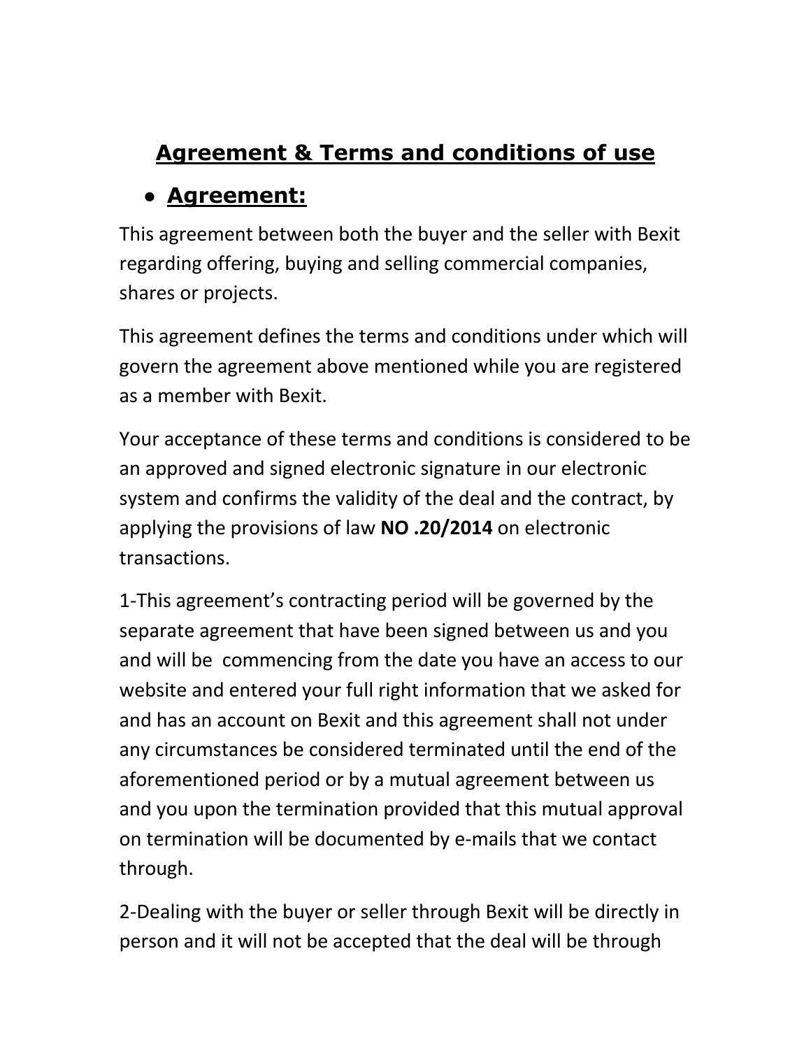# Agreement & Terms and conditions of use

- ## Agreement:

This agreement between both the buyer and the seller with Bexit regarding offering, buying and selling commercial companies, shares or projects.

This agreement defines the terms and conditions under which will govern the agreement above mentioned while you are registered as a member with Bexit.

Your acceptance of these terms and conditions is considered to be an approved and signed electronic signature in our electronic system and confirms the validity of the deal and the contract, by applying the provisions of law **NO .20/2014** on electronic transactions.

1-This agreement's contracting period will be governed by the separate agreement that have been signed between us and you and will be commencing from the date you have an access to our website and entered your full right information that we asked for and has an account on Bexit and this agreement shall not under any circumstances be considered terminated until the end of the aforementioned period or by a mutual agreement between us and you upon the termination provided that this mutual approval on termination will be documented by e-mails that we contact through.

2-Dealing with the buyer or seller through Bexit will be directly in person and it will not be accepted that the deal will be through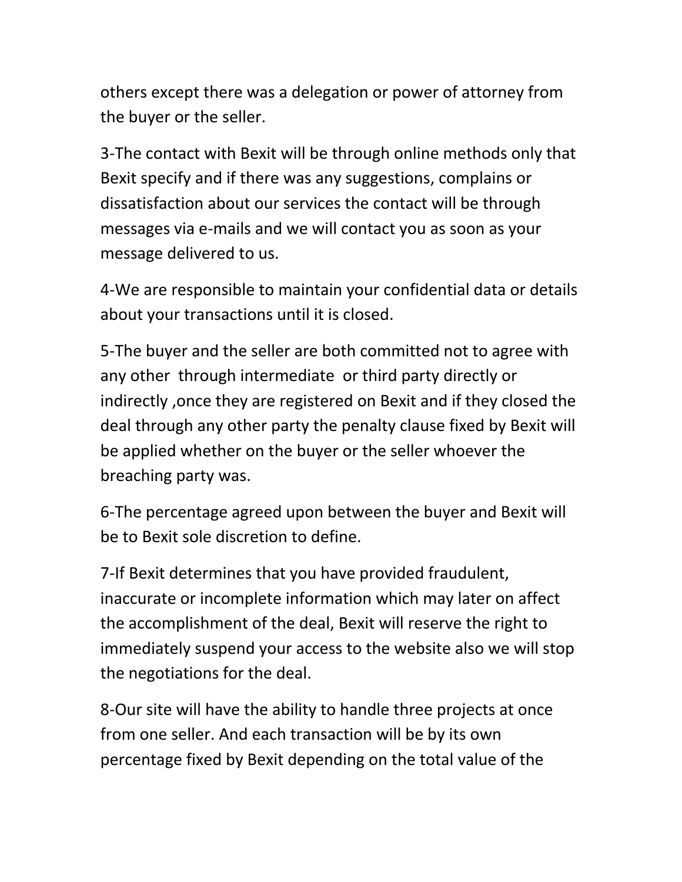others except there was a delegation or power of attorney from the buyer or the seller.

3-The contact with Bexit will be through online methods only that Bexit specify and if there was any suggestions, complains or dissatisfaction about our services the contact will be through messages via e-mails and we will contact you as soon as your message delivered to us.

4-We are responsible to maintain your confidential data or details about your transactions until it is closed.

5-The buyer and the seller are both committed not to agree with any other through intermediate or third party directly or indirectly ,once they are registered on Bexit and if they closed the deal through any other party the penalty clause fixed by Bexit will be applied whether on the buyer or the seller whoever the breaching party was.

6-The percentage agreed upon between the buyer and Bexit will be to Bexit sole discretion to define.

7-If Bexit determines that you have provided fraudulent, inaccurate or incomplete information which may later on affect the accomplishment of the deal, Bexit will reserve the right to immediately suspend your access to the website also we will stop the negotiations for the deal.

8-Our site will have the ability to handle three projects at once from one seller. And each transaction will be by its own percentage fixed by Bexit depending on the total value of the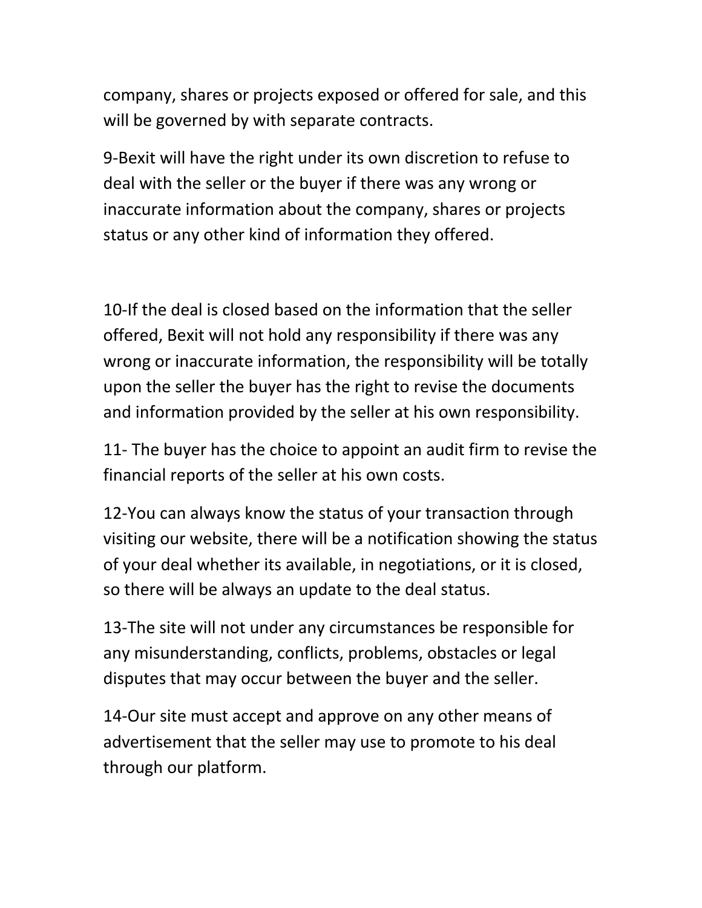company, shares or projects exposed or offered for sale, and this will be governed by with separate contracts.

9-Bexit will have the right under its own discretion to refuse to deal with the seller or the buyer if there was any wrong or inaccurate information about the company, shares or projects status or any other kind of information they offered.

10-If the deal is closed based on the information that the seller offered, Bexit will not hold any responsibility if there was any wrong or inaccurate information, the responsibility will be totally upon the seller the buyer has the right to revise the documents and information provided by the seller at his own responsibility.

11- The buyer has the choice to appoint an audit firm to revise the financial reports of the seller at his own costs.

12-You can always know the status of your transaction through visiting our website, there will be a notification showing the status of your deal whether its available, in negotiations, or it is closed, so there will be always an update to the deal status.

13-The site will not under any circumstances be responsible for any misunderstanding, conflicts, problems, obstacles or legal disputes that may occur between the buyer and the seller.

14-Our site must accept and approve on any other means of advertisement that the seller may use to promote to his deal through our platform.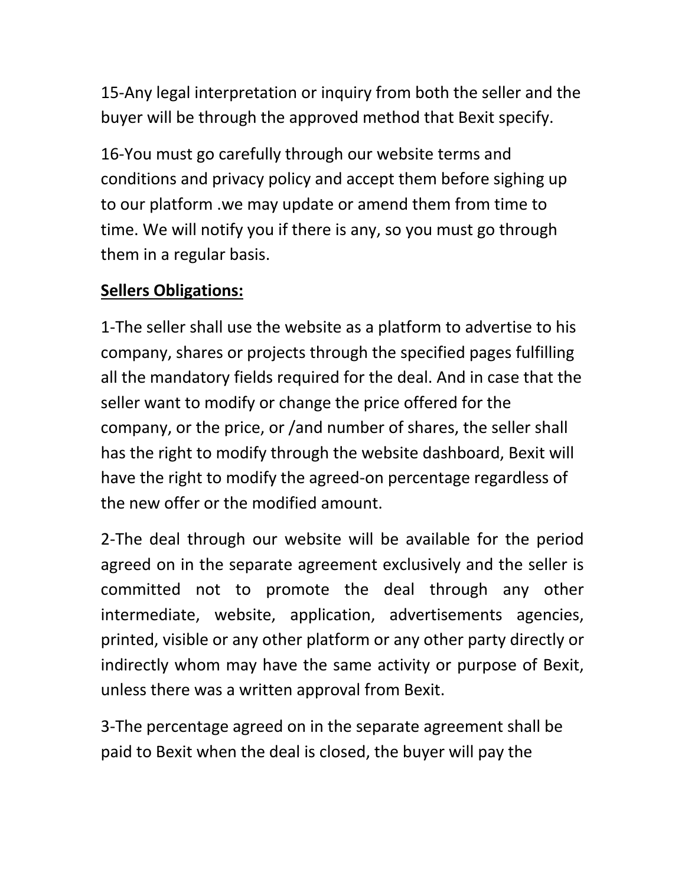15-Any legal interpretation or inquiry from both the seller and the buyer will be through the approved method that Bexit specify.

16-You must go carefully through our website terms and conditions and privacy policy and accept them before sighing up to our platform .we may update or amend them from time to time. We will notify you if there is any, so you must go through them in a regular basis.

**<u>Sellers Obligations:</u>**

1-The seller shall use the website as a platform to advertise to his company, shares or projects through the specified pages fulfilling all the mandatory fields required for the deal. And in case that the seller want to modify or change the price offered for the company, or the price, or /and number of shares, the seller shall has the right to modify through the website dashboard, Bexit will have the right to modify the agreed-on percentage regardless of the new offer or the modified amount.

2-The deal through our website will be available for the period agreed on in the separate agreement exclusively and the seller is committed not to promote the deal through any other intermediate, website, application, advertisements agencies, printed, visible or any other platform or any other party directly or indirectly whom may have the same activity or purpose of Bexit, unless there was a written approval from Bexit.

3-The percentage agreed on in the separate agreement shall be paid to Bexit when the deal is closed, the buyer will pay the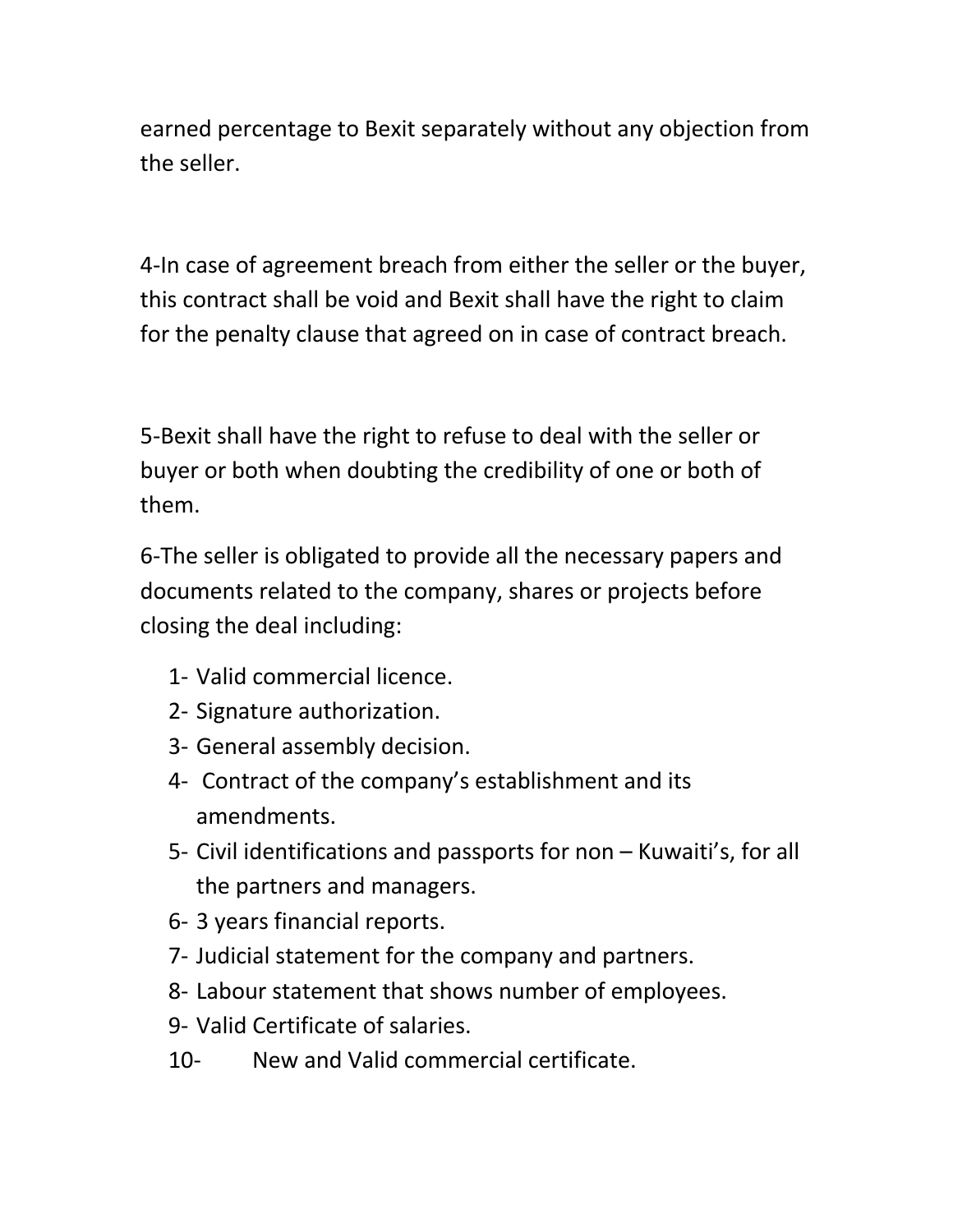earned percentage to Bexit separately without any objection from the seller.

4-In case of agreement breach from either the seller or the buyer, this contract shall be void and Bexit shall have the right to claim for the penalty clause that agreed on in case of contract breach.

5-Bexit shall have the right to refuse to deal with the seller or buyer or both when doubting the credibility of one or both of them.

6-The seller is obligated to provide all the necessary papers and documents related to the company, shares or projects before closing the deal including:

1- Valid commercial licence.
2- Signature authorization.
3- General assembly decision.
4- Contract of the company's establishment and its amendments.
5- Civil identifications and passports for non – Kuwaiti's, for all the partners and managers.
6- 3 years financial reports.
7- Judicial statement for the company and partners.
8- Labour statement that shows number of employees.
9- Valid Certificate of salaries.
10- New and Valid commercial certificate.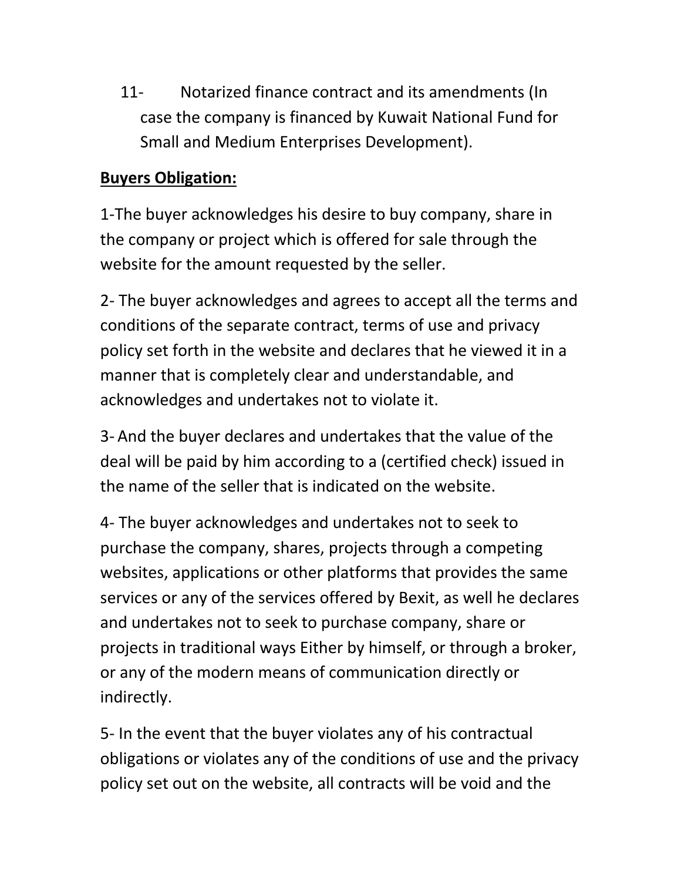11- Notarized finance contract and its amendments (In case the company is financed by Kuwait National Fund for Small and Medium Enterprises Development).

**Buyers Obligation:**

1-The buyer acknowledges his desire to buy company, share in the company or project which is offered for sale through the website for the amount requested by the seller.

2- The buyer acknowledges and agrees to accept all the terms and conditions of the separate contract, terms of use and privacy policy set forth in the website and declares that he viewed it in a manner that is completely clear and understandable, and acknowledges and undertakes not to violate it.

3- And the buyer declares and undertakes that the value of the deal will be paid by him according to a (certified check) issued in the name of the seller that is indicated on the website.

4- The buyer acknowledges and undertakes not to seek to purchase the company, shares, projects through a competing websites, applications or other platforms that provides the same services or any of the services offered by Bexit, as well he declares and undertakes not to seek to purchase company, share or projects in traditional ways Either by himself, or through a broker, or any of the modern means of communication directly or indirectly.

5- In the event that the buyer violates any of his contractual obligations or violates any of the conditions of use and the privacy policy set out on the website, all contracts will be void and the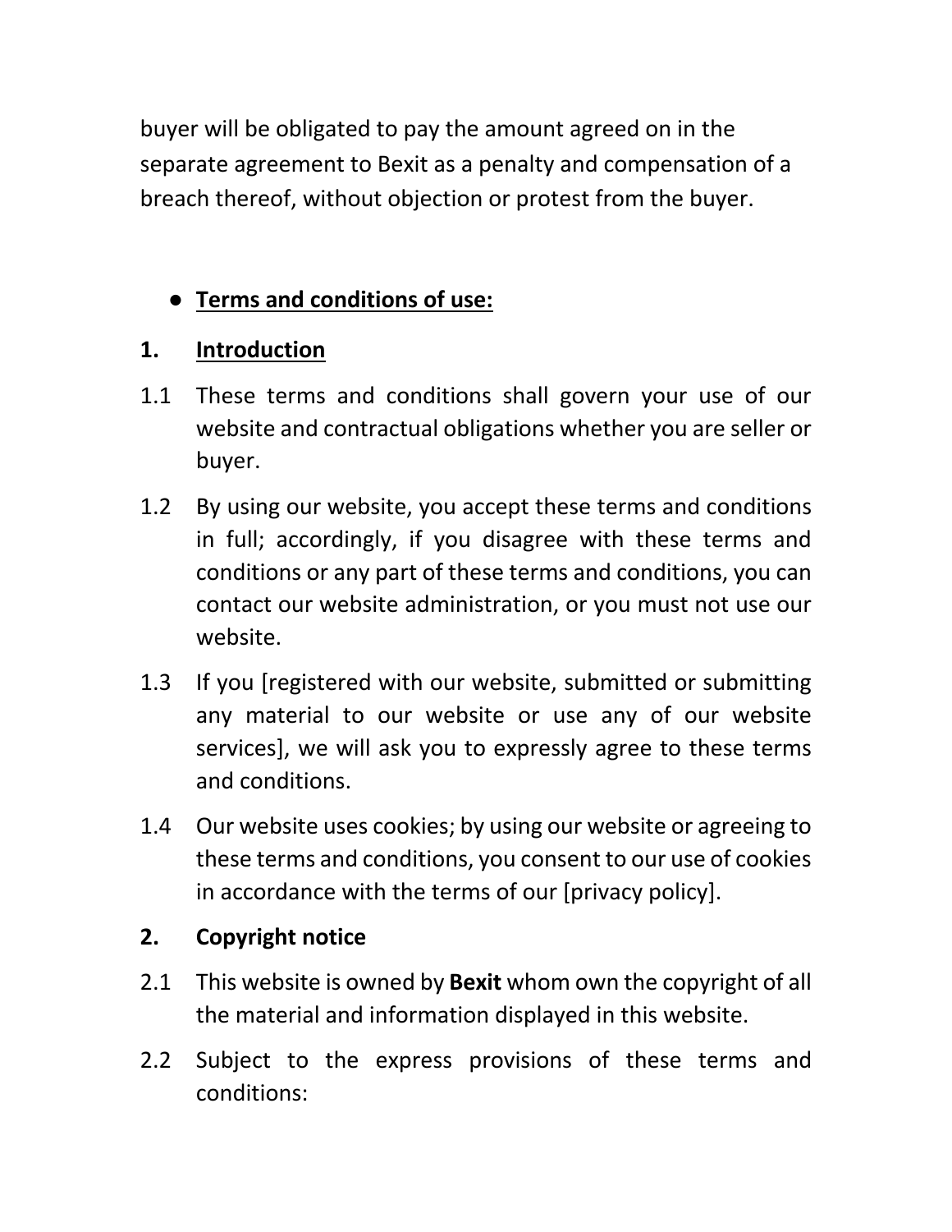buyer will be obligated to pay the amount agreed on in the separate agreement to Bexit as a penalty and compensation of a breach thereof, without objection or protest from the buyer.

- **Terms and conditions of use:**

## 1. Introduction

1.1 These terms and conditions shall govern your use of our website and contractual obligations whether you are seller or buyer.

1.2 By using our website, you accept these terms and conditions in full; accordingly, if you disagree with these terms and conditions or any part of these terms and conditions, you can contact our website administration, or you must not use our website.

1.3 If you [registered with our website, submitted or submitting any material to our website or use any of our website services], we will ask you to expressly agree to these terms and conditions.

1.4 Our website uses cookies; by using our website or agreeing to these terms and conditions, you consent to our use of cookies in accordance with the terms of our [privacy policy].

## 2. Copyright notice

2.1 This website is owned by **Bexit** whom own the copyright of all the material and information displayed in this website.

2.2 Subject to the express provisions of these terms and conditions: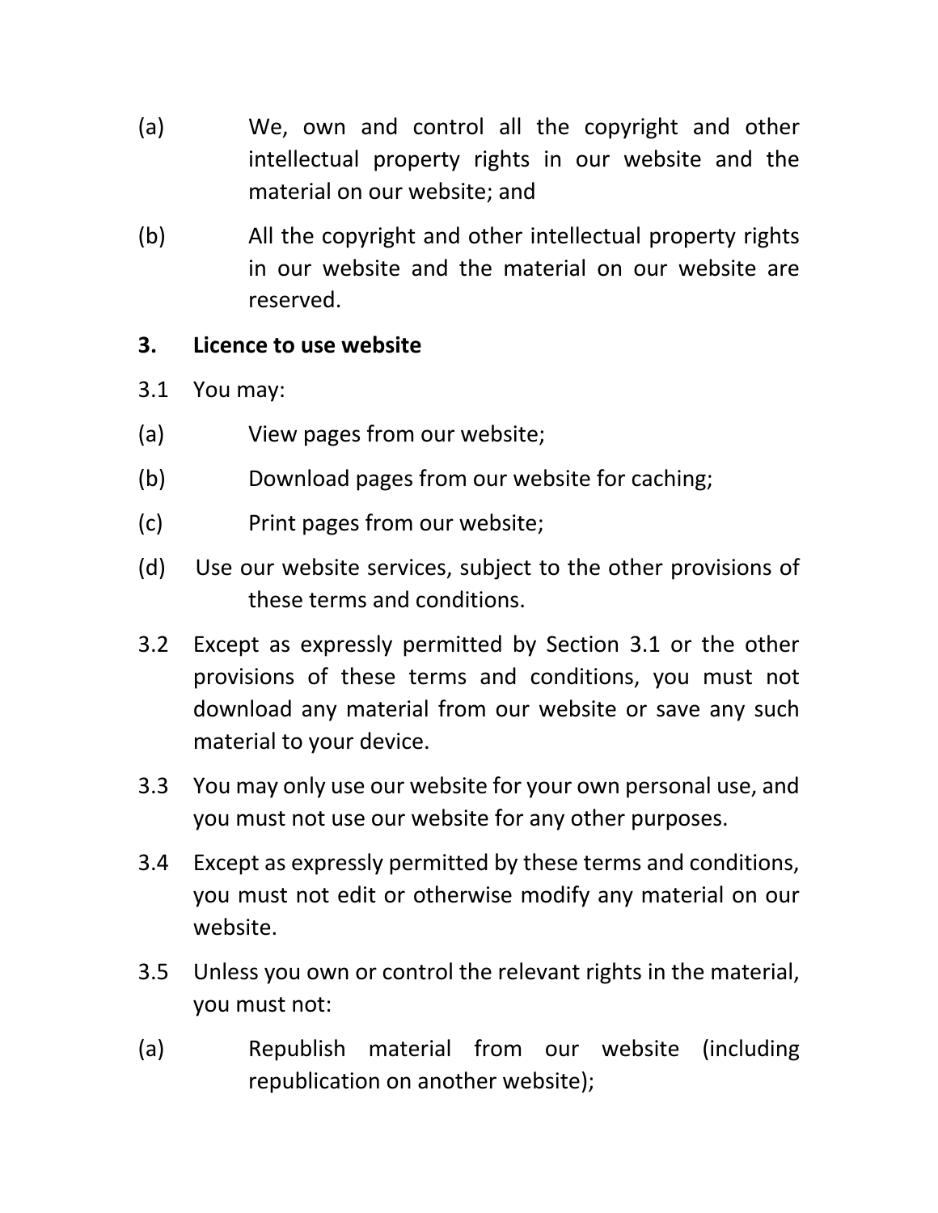(a) We, own and control all the copyright and other intellectual property rights in our website and the material on our website; and

(b) All the copyright and other intellectual property rights in our website and the material on our website are reserved.

**3. Licence to use website**

3.1 You may:

(a) View pages from our website;

(b) Download pages from our website for caching;

(c) Print pages from our website;

(d) Use our website services, subject to the other provisions of these terms and conditions.

3.2 Except as expressly permitted by Section 3.1 or the other provisions of these terms and conditions, you must not download any material from our website or save any such material to your device.

3.3 You may only use our website for your own personal use, and you must not use our website for any other purposes.

3.4 Except as expressly permitted by these terms and conditions, you must not edit or otherwise modify any material on our website.

3.5 Unless you own or control the relevant rights in the material, you must not:

(a) Republish material from our website (including republication on another website);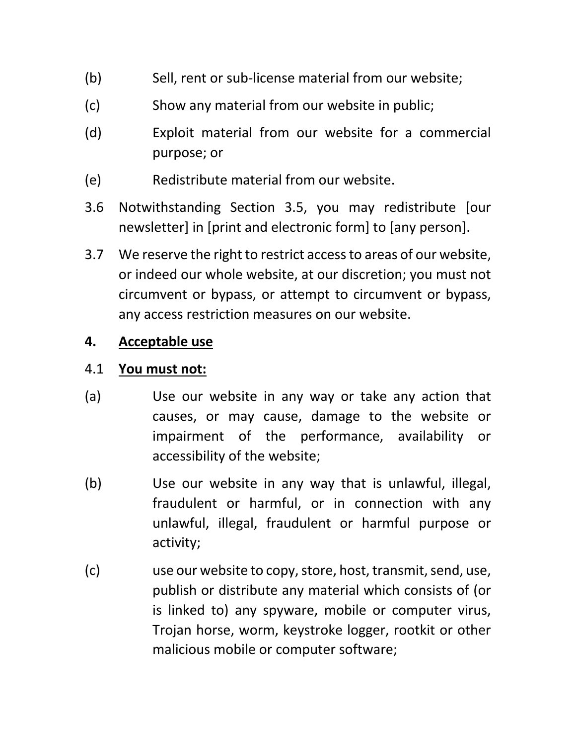(b) Sell, rent or sub-license material from our website;

(c) Show any material from our website in public;

(d) Exploit material from our website for a commercial purpose; or

(e) Redistribute material from our website.

3.6 Notwithstanding Section 3.5, you may redistribute [our newsletter] in [print and electronic form] to [any person].

3.7 We reserve the right to restrict access to areas of our website, or indeed our whole website, at our discretion; you must not circumvent or bypass, or attempt to circumvent or bypass, any access restriction measures on our website.

## 4. <u>Acceptable use</u>

4.1 **<u>You must not:</u>**

(a) Use our website in any way or take any action that causes, or may cause, damage to the website or impairment of the performance, availability or accessibility of the website;

(b) Use our website in any way that is unlawful, illegal, fraudulent or harmful, or in connection with any unlawful, illegal, fraudulent or harmful purpose or activity;

(c) use our website to copy, store, host, transmit, send, use, publish or distribute any material which consists of (or is linked to) any spyware, mobile or computer virus, Trojan horse, worm, keystroke logger, rootkit or other malicious mobile or computer software;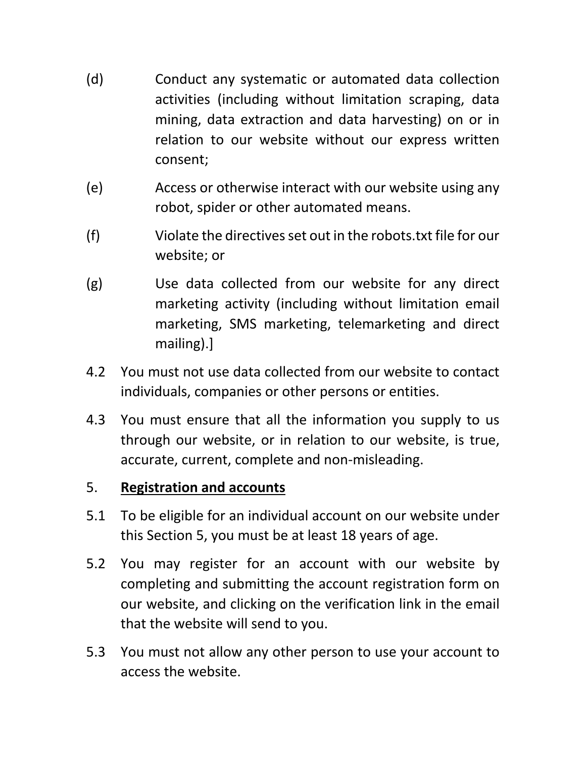(d) Conduct any systematic or automated data collection activities (including without limitation scraping, data mining, data extraction and data harvesting) on or in relation to our website without our express written consent;

(e) Access or otherwise interact with our website using any robot, spider or other automated means.

(f) Violate the directives set out in the robots.txt file for our website; or

(g) Use data collected from our website for any direct marketing activity (including without limitation email marketing, SMS marketing, telemarketing and direct mailing).]

4.2 You must not use data collected from our website to contact individuals, companies or other persons or entities.

4.3 You must ensure that all the information you supply to us through our website, or in relation to our website, is true, accurate, current, complete and non-misleading.

## 5. <u>**Registration and accounts**</u>

5.1 To be eligible for an individual account on our website under this Section 5, you must be at least 18 years of age.

5.2 You may register for an account with our website by completing and submitting the account registration form on our website, and clicking on the verification link in the email that the website will send to you.

5.3 You must not allow any other person to use your account to access the website.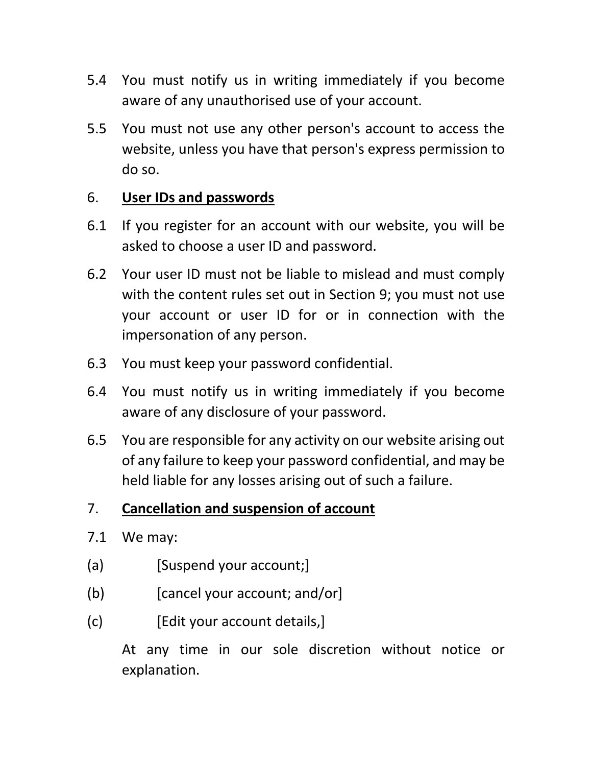5.4 You must notify us in writing immediately if you become aware of any unauthorised use of your account.

5.5 You must not use any other person's account to access the website, unless you have that person's express permission to do so.

6. **<u>User IDs and passwords</u>**

6.1 If you register for an account with our website, you will be asked to choose a user ID and password.

6.2 Your user ID must not be liable to mislead and must comply with the content rules set out in Section 9; you must not use your account or user ID for or in connection with the impersonation of any person.

6.3 You must keep your password confidential.

6.4 You must notify us in writing immediately if you become aware of any disclosure of your password.

6.5 You are responsible for any activity on our website arising out of any failure to keep your password confidential, and may be held liable for any losses arising out of such a failure.

7. **<u>Cancellation and suspension of account</u>**

7.1 We may:

(a) [Suspend your account;]

(b) [cancel your account; and/or]

(c) [Edit your account details,]

At any time in our sole discretion without notice or explanation.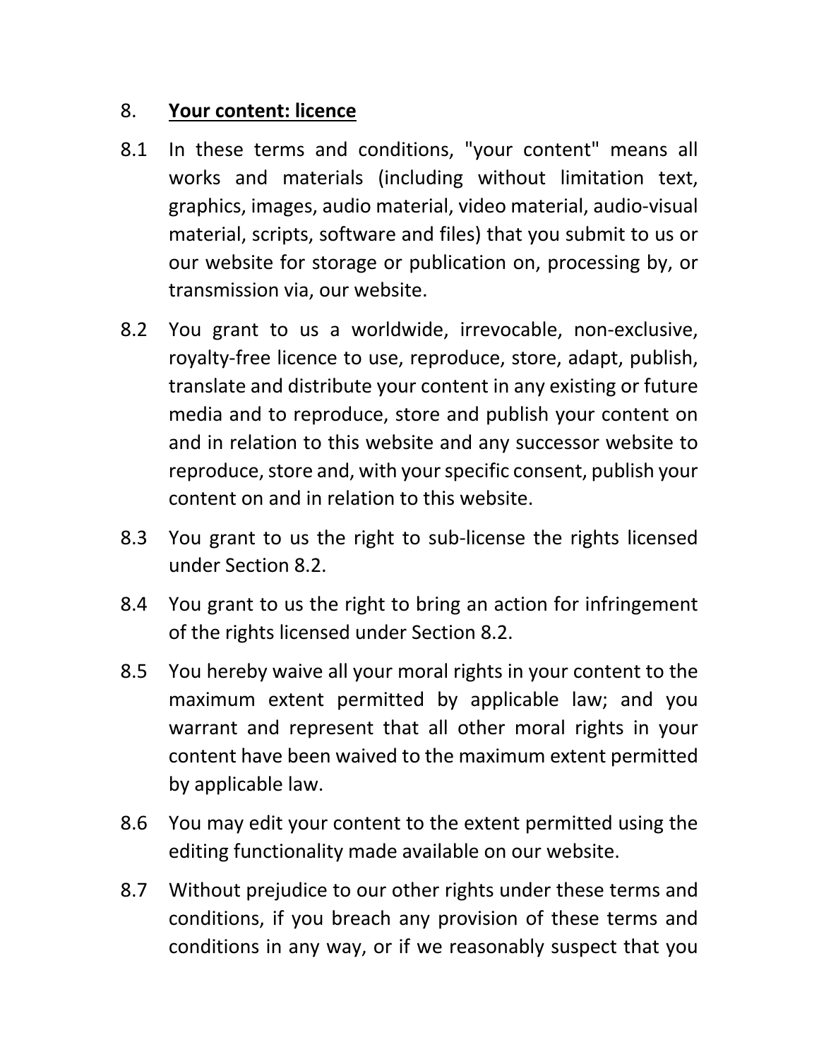## 8. **Your content: licence**

8.1 In these terms and conditions, "your content" means all works and materials (including without limitation text, graphics, images, audio material, video material, audio-visual material, scripts, software and files) that you submit to us or our website for storage or publication on, processing by, or transmission via, our website.

8.2 You grant to us a worldwide, irrevocable, non-exclusive, royalty-free licence to use, reproduce, store, adapt, publish, translate and distribute your content in any existing or future media and to reproduce, store and publish your content on and in relation to this website and any successor website to reproduce, store and, with your specific consent, publish your content on and in relation to this website.

8.3 You grant to us the right to sub-license the rights licensed under Section 8.2.

8.4 You grant to us the right to bring an action for infringement of the rights licensed under Section 8.2.

8.5 You hereby waive all your moral rights in your content to the maximum extent permitted by applicable law; and you warrant and represent that all other moral rights in your content have been waived to the maximum extent permitted by applicable law.

8.6 You may edit your content to the extent permitted using the editing functionality made available on our website.

8.7 Without prejudice to our other rights under these terms and conditions, if you breach any provision of these terms and conditions in any way, or if we reasonably suspect that you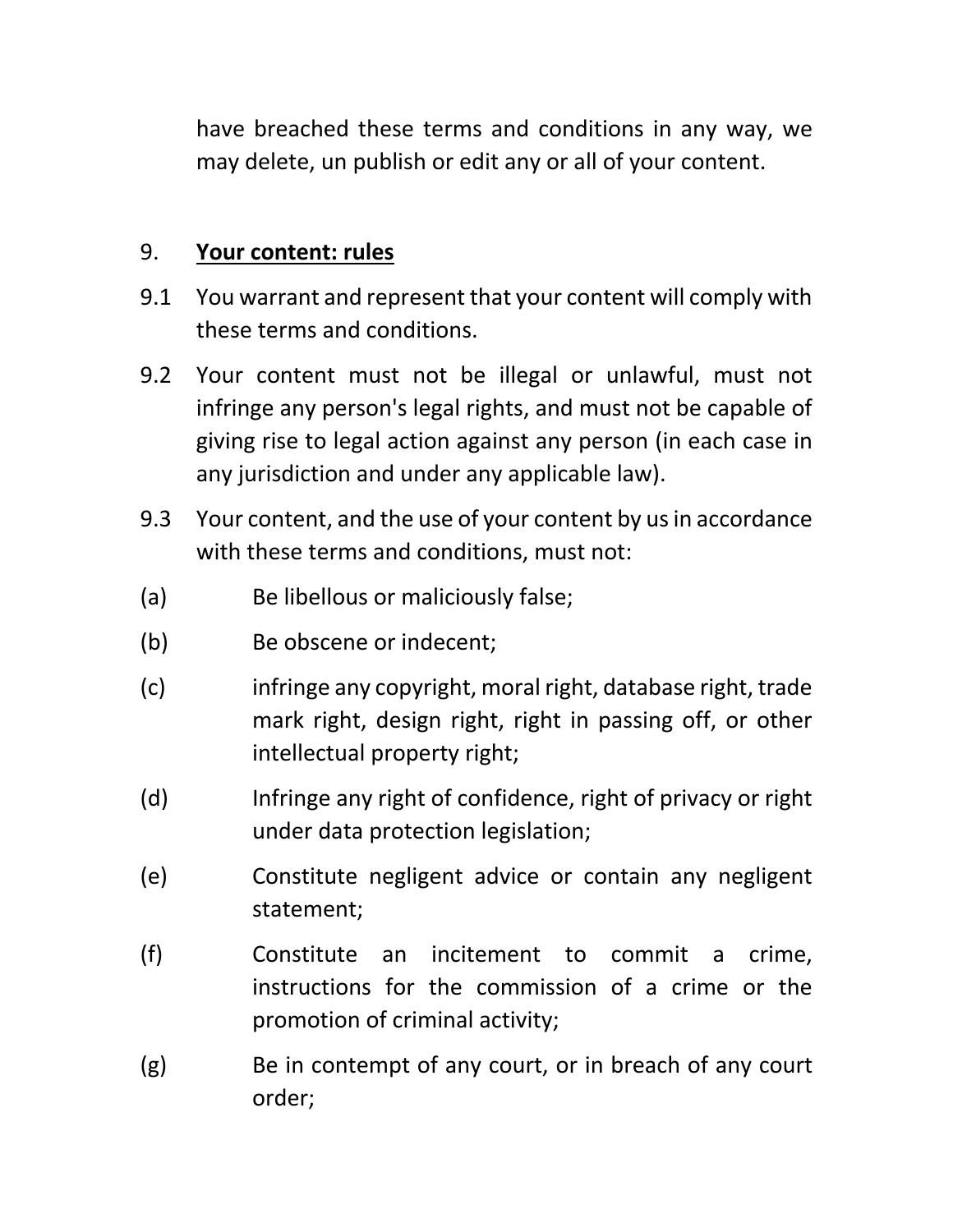have breached these terms and conditions in any way, we may delete, un publish or edit any or all of your content.

9. **Your content: rules**

9.1 You warrant and represent that your content will comply with these terms and conditions.

9.2 Your content must not be illegal or unlawful, must not infringe any person's legal rights, and must not be capable of giving rise to legal action against any person (in each case in any jurisdiction and under any applicable law).

9.3 Your content, and the use of your content by us in accordance with these terms and conditions, must not:

(a) Be libellous or maliciously false;

(b) Be obscene or indecent;

(c) infringe any copyright, moral right, database right, trade mark right, design right, right in passing off, or other intellectual property right;

(d) Infringe any right of confidence, right of privacy or right under data protection legislation;

(e) Constitute negligent advice or contain any negligent statement;

(f) Constitute an incitement to commit a crime, instructions for the commission of a crime or the promotion of criminal activity;

(g) Be in contempt of any court, or in breach of any court order;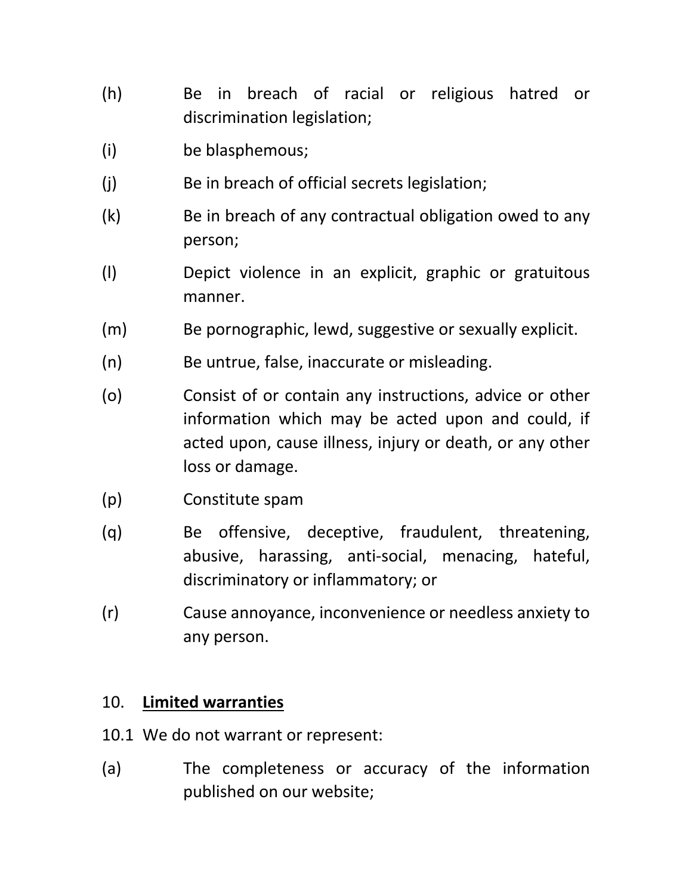(h) Be in breach of racial or religious hatred or discrimination legislation;

(i) be blasphemous;

(j) Be in breach of official secrets legislation;

(k) Be in breach of any contractual obligation owed to any person;

(l) Depict violence in an explicit, graphic or gratuitous manner.

(m) Be pornographic, lewd, suggestive or sexually explicit.

(n) Be untrue, false, inaccurate or misleading.

(o) Consist of or contain any instructions, advice or other information which may be acted upon and could, if acted upon, cause illness, injury or death, or any other loss or damage.

(p) Constitute spam

(q) Be offensive, deceptive, fraudulent, threatening, abusive, harassing, anti-social, menacing, hateful, discriminatory or inflammatory; or

(r) Cause annoyance, inconvenience or needless anxiety to any person.

10. **Limited warranties**

10.1 We do not warrant or represent:

(a) The completeness or accuracy of the information published on our website;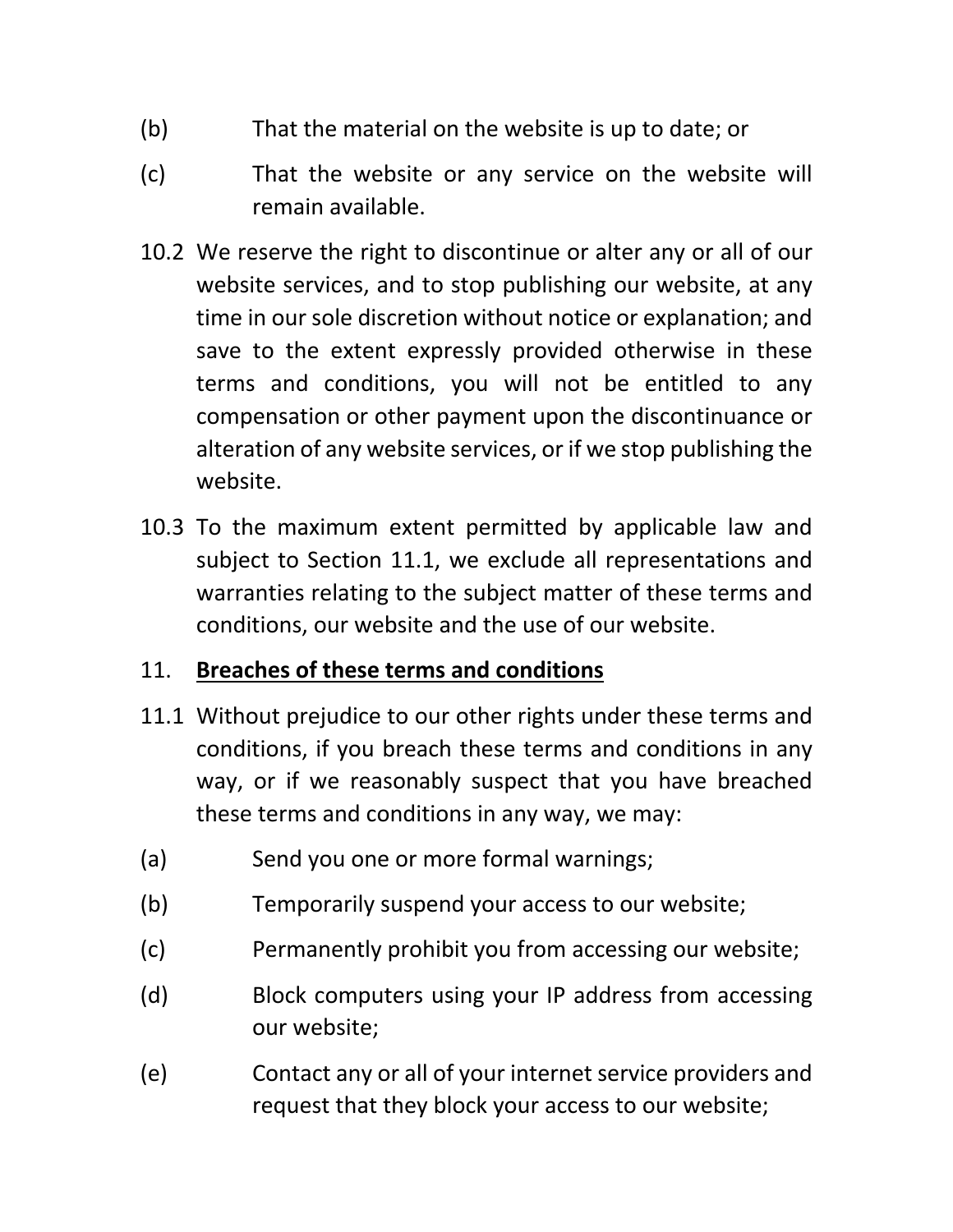(b) That the material on the website is up to date; or

(c) That the website or any service on the website will remain available.

10.2 We reserve the right to discontinue or alter any or all of our website services, and to stop publishing our website, at any time in our sole discretion without notice or explanation; and save to the extent expressly provided otherwise in these terms and conditions, you will not be entitled to any compensation or other payment upon the discontinuance or alteration of any website services, or if we stop publishing the website.

10.3 To the maximum extent permitted by applicable law and subject to Section 11.1, we exclude all representations and warranties relating to the subject matter of these terms and conditions, our website and the use of our website.

11. **<u>Breaches of these terms and conditions</u>**

11.1 Without prejudice to our other rights under these terms and conditions, if you breach these terms and conditions in any way, or if we reasonably suspect that you have breached these terms and conditions in any way, we may:

(a) Send you one or more formal warnings;

(b) Temporarily suspend your access to our website;

(c) Permanently prohibit you from accessing our website;

(d) Block computers using your IP address from accessing our website;

(e) Contact any or all of your internet service providers and request that they block your access to our website;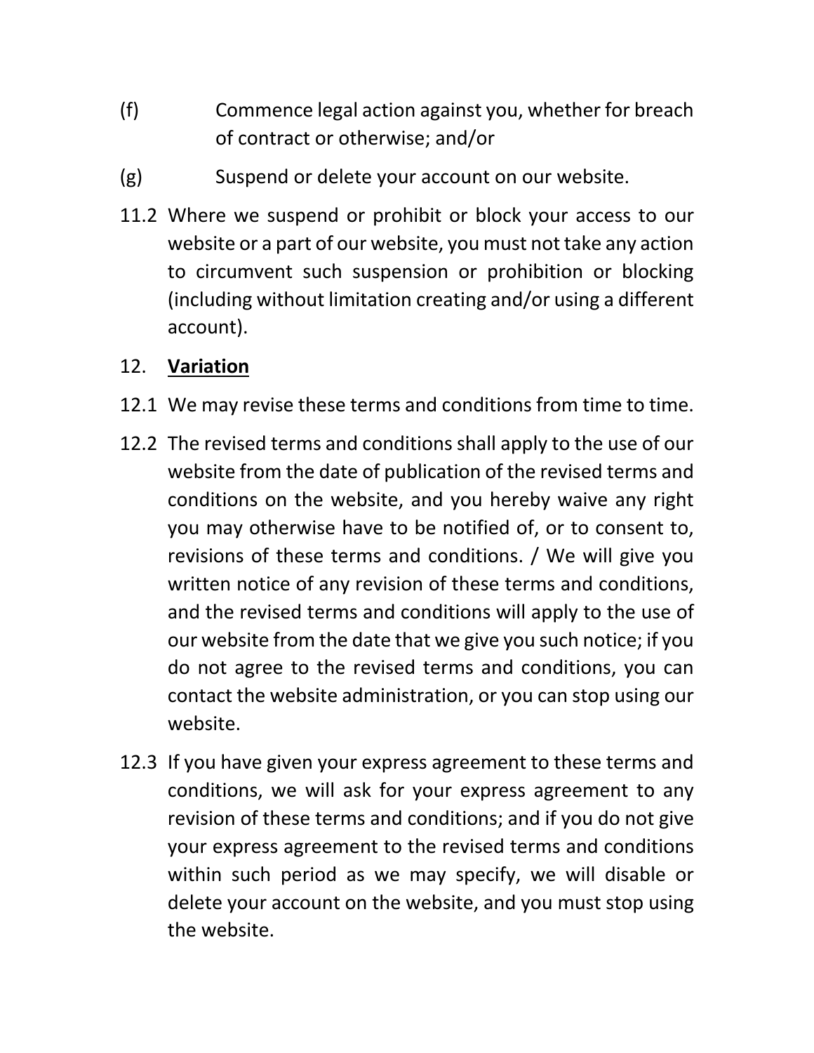(f) Commence legal action against you, whether for breach of contract or otherwise; and/or

(g) Suspend or delete your account on our website.

11.2 Where we suspend or prohibit or block your access to our website or a part of our website, you must not take any action to circumvent such suspension or prohibition or blocking (including without limitation creating and/or using a different account).

## 12. **Variation**

12.1 We may revise these terms and conditions from time to time.

12.2 The revised terms and conditions shall apply to the use of our website from the date of publication of the revised terms and conditions on the website, and you hereby waive any right you may otherwise have to be notified of, or to consent to, revisions of these terms and conditions. / We will give you written notice of any revision of these terms and conditions, and the revised terms and conditions will apply to the use of our website from the date that we give you such notice; if you do not agree to the revised terms and conditions, you can contact the website administration, or you can stop using our website.

12.3 If you have given your express agreement to these terms and conditions, we will ask for your express agreement to any revision of these terms and conditions; and if you do not give your express agreement to the revised terms and conditions within such period as we may specify, we will disable or delete your account on the website, and you must stop using the website.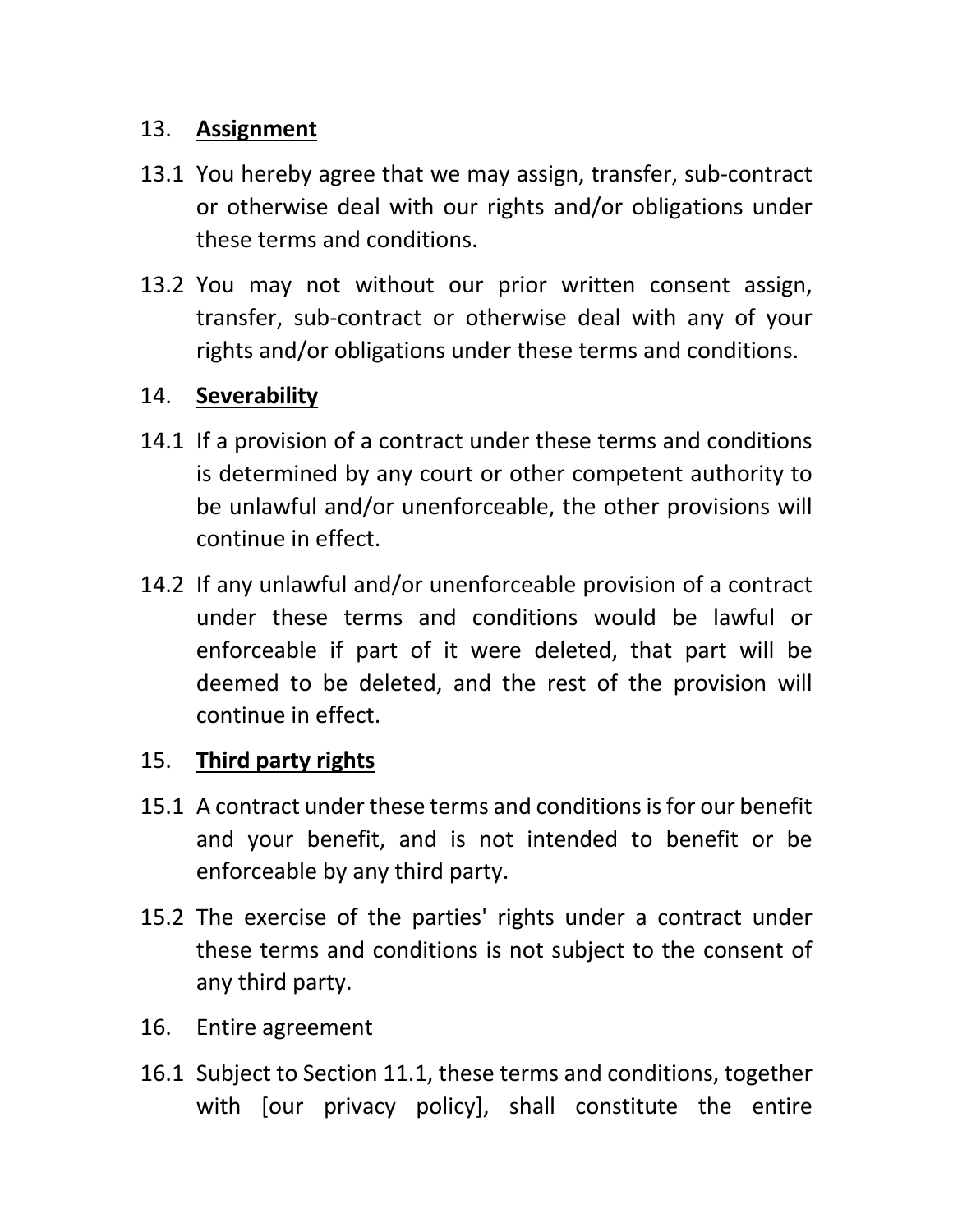## 13. **Assignment**

13.1 You hereby agree that we may assign, transfer, sub-contract or otherwise deal with our rights and/or obligations under these terms and conditions.

13.2 You may not without our prior written consent assign, transfer, sub-contract or otherwise deal with any of your rights and/or obligations under these terms and conditions.

## 14. **Severability**

14.1 If a provision of a contract under these terms and conditions is determined by any court or other competent authority to be unlawful and/or unenforceable, the other provisions will continue in effect.

14.2 If any unlawful and/or unenforceable provision of a contract under these terms and conditions would be lawful or enforceable if part of it were deleted, that part will be deemed to be deleted, and the rest of the provision will continue in effect.

## 15. **Third party rights**

15.1 A contract under these terms and conditions is for our benefit and your benefit, and is not intended to benefit or be enforceable by any third party.

15.2 The exercise of the parties' rights under a contract under these terms and conditions is not subject to the consent of any third party.

## 16. Entire agreement

16.1 Subject to Section 11.1, these terms and conditions, together with [our privacy policy], shall constitute the entire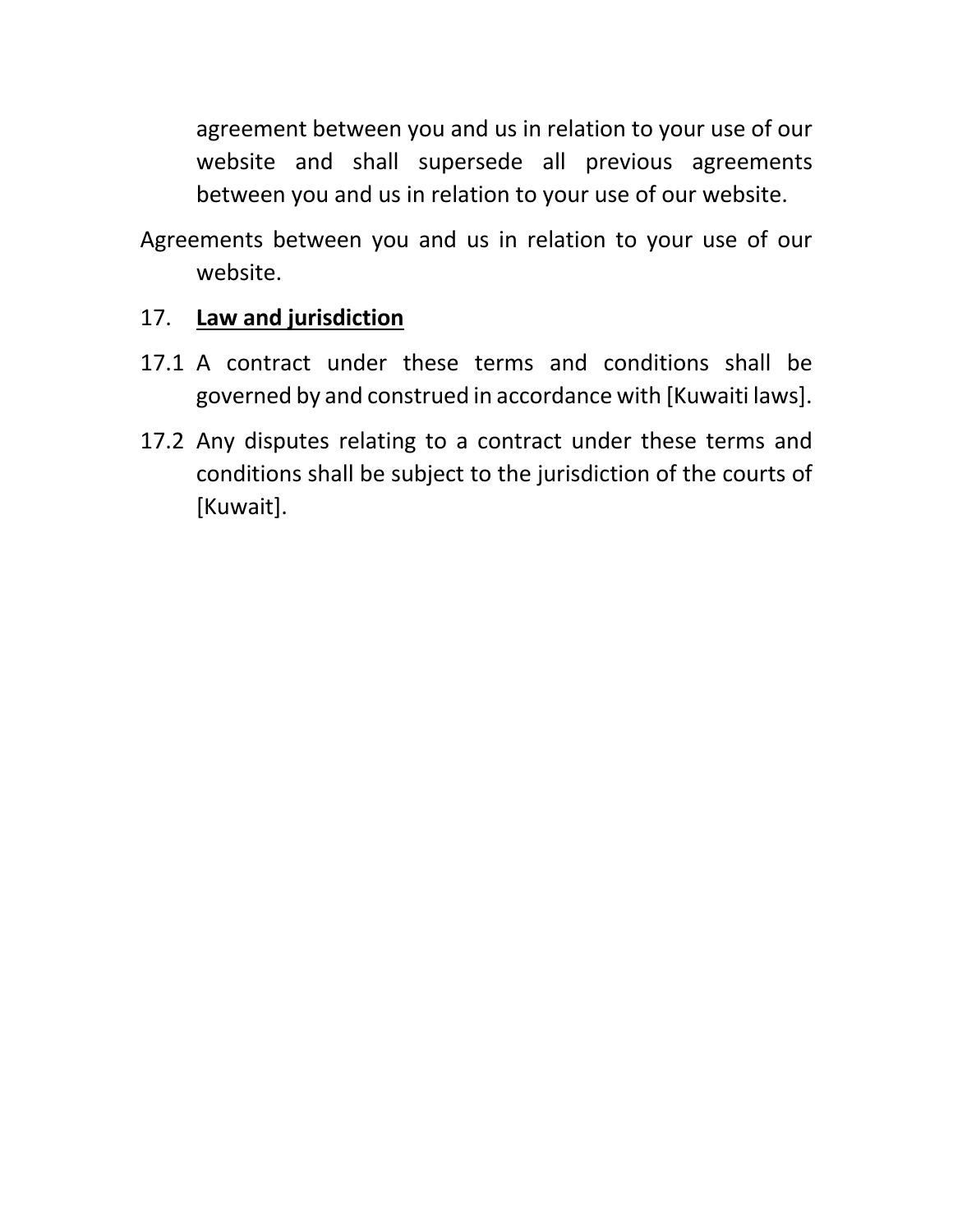agreement between you and us in relation to your use of our website and shall supersede all previous agreements between you and us in relation to your use of our website.

Agreements between you and us in relation to your use of our website.

17. **Law and jurisdiction**

17.1 A contract under these terms and conditions shall be governed by and construed in accordance with [Kuwaiti laws].

17.2 Any disputes relating to a contract under these terms and conditions shall be subject to the jurisdiction of the courts of [Kuwait].